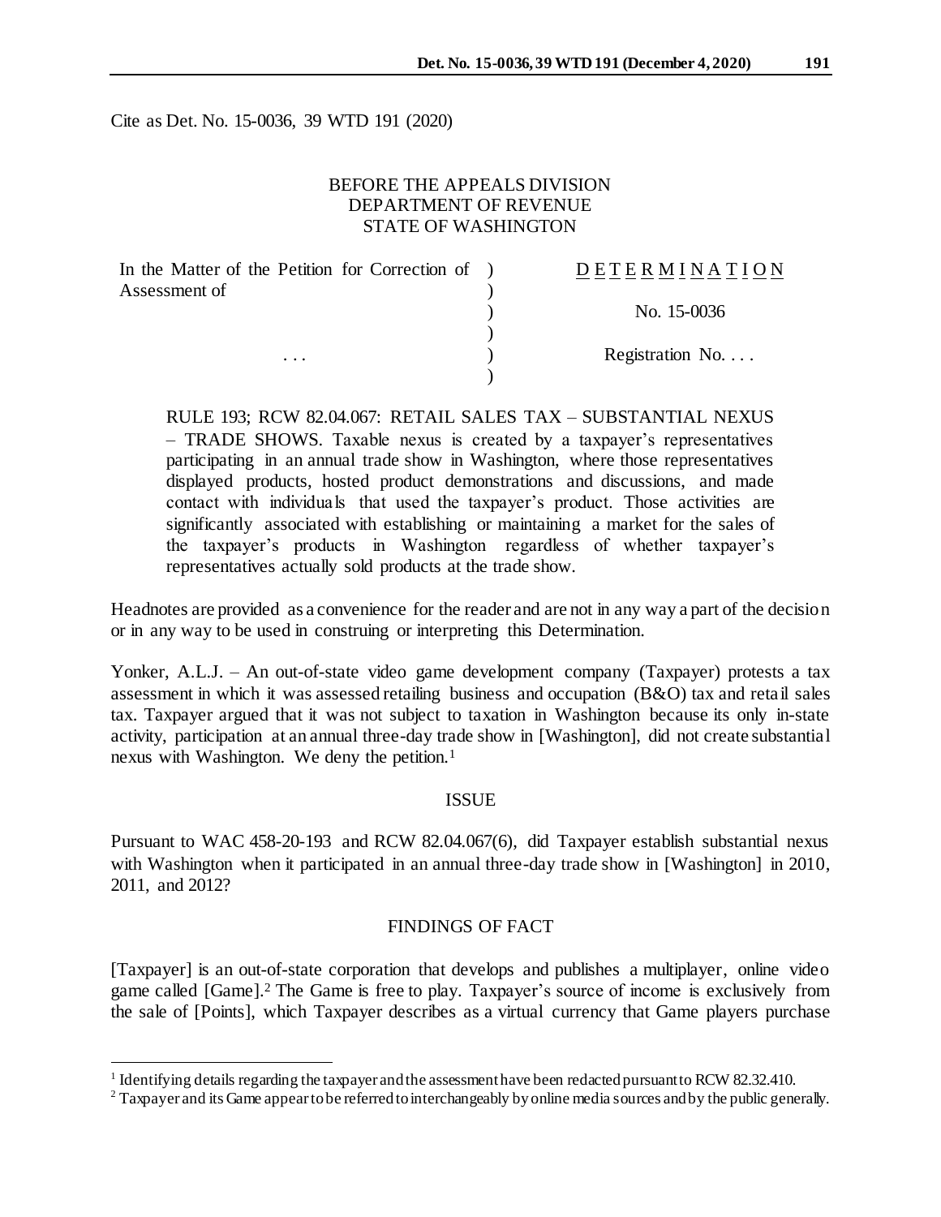Cite as Det. No. 15-0036, 39 WTD 191 (2020)

BEFORE THE APPEALS DIVISION
DEPARTMENT OF REVENUE
STATE OF WASHINGTON

| | | |
|---|---|---|
| In the Matter of the Petition for Correction of Assessment of | ) | D E T E R M I N A T I O N |
| | ) | No. 15-0036 |
| . . . | ) | Registration No. . . . |

RULE 193; RCW 82.04.067: RETAIL SALES TAX – SUBSTANTIAL NEXUS – TRADE SHOWS. Taxable nexus is created by a taxpayer's representatives participating in an annual trade show in Washington, where those representatives displayed products, hosted product demonstrations and discussions, and made contact with individuals that used the taxpayer's product. Those activities are significantly associated with establishing or maintaining a market for the sales of the taxpayer's products in Washington regardless of whether taxpayer's representatives actually sold products at the trade show.

Headnotes are provided as a convenience for the reader and are not in any way a part of the decision or in any way to be used in construing or interpreting this Determination.

Yonker, A.L.J. – An out-of-state video game development company (Taxpayer) protests a tax assessment in which it was assessed retailing business and occupation (B&O) tax and retail sales tax. Taxpayer argued that it was not subject to taxation in Washington because its only in-state activity, participation at an annual three-day trade show in [Washington], did not create substantial nexus with Washington. We deny the petition.[1]

## ISSUE

Pursuant to WAC 458-20-193 and RCW 82.04.067(6), did Taxpayer establish substantial nexus with Washington when it participated in an annual three-day trade show in [Washington] in 2010, 2011, and 2012?

## FINDINGS OF FACT

[Taxpayer] is an out-of-state corporation that develops and publishes a multiplayer, online video game called [Game].[2] The Game is free to play. Taxpayer's source of income is exclusively from the sale of [Points], which Taxpayer describes as a virtual currency that Game players purchase

[1] Identifying details regarding the taxpayer and the assessment have been redacted pursuant to RCW 82.32.410.

[2] Taxpayer and its Game appear to be referred to interchangeably by online media sources and by the public generally.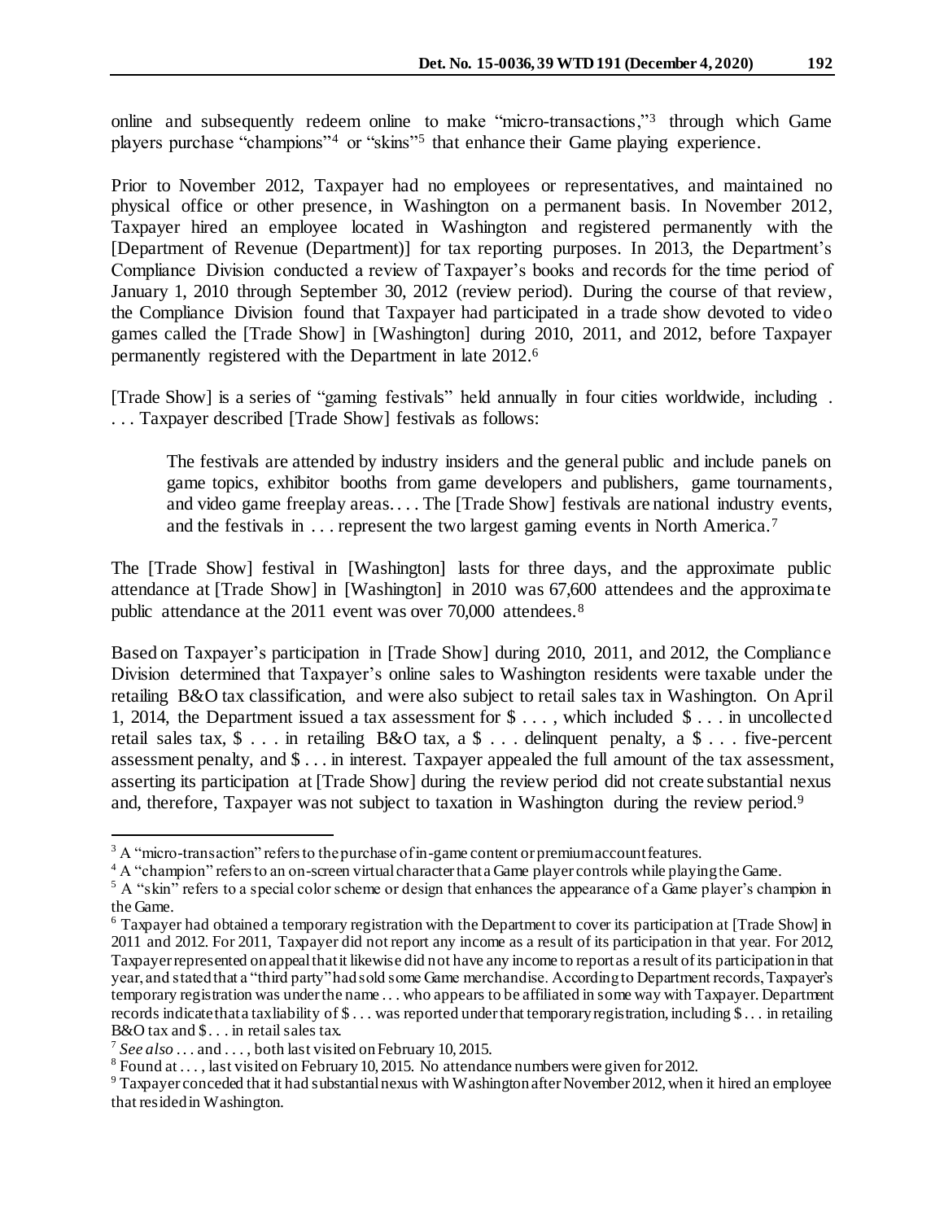online and subsequently redeem online to make "micro-transactions,"[3] through which Game players purchase "champions"[4] or "skins"[5] that enhance their Game playing experience.

Prior to November 2012, Taxpayer had no employees or representatives, and maintained no physical office or other presence, in Washington on a permanent basis. In November 2012, Taxpayer hired an employee located in Washington and registered permanently with the [Department of Revenue (Department)] for tax reporting purposes. In 2013, the Department's Compliance Division conducted a review of Taxpayer's books and records for the time period of January 1, 2010 through September 30, 2012 (review period). During the course of that review, the Compliance Division found that Taxpayer had participated in a trade show devoted to video games called the [Trade Show] in [Washington] during 2010, 2011, and 2012, before Taxpayer permanently registered with the Department in late 2012.[6]

[Trade Show] is a series of "gaming festivals" held annually in four cities worldwide, including . . . . Taxpayer described [Trade Show] festivals as follows:

> The festivals are attended by industry insiders and the general public and include panels on game topics, exhibitor booths from game developers and publishers, game tournaments, and video game freeplay areas. . . . The [Trade Show] festivals are national industry events, and the festivals in . . . represent the two largest gaming events in North America.[7]

The [Trade Show] festival in [Washington] lasts for three days, and the approximate public attendance at [Trade Show] in [Washington] in 2010 was 67,600 attendees and the approximate public attendance at the 2011 event was over 70,000 attendees.[8]

Based on Taxpayer's participation in [Trade Show] during 2010, 2011, and 2012, the Compliance Division determined that Taxpayer's online sales to Washington residents were taxable under the retailing B&O tax classification, and were also subject to retail sales tax in Washington. On April 1, 2014, the Department issued a tax assessment for $ . . . , which included $ . . . in uncollected retail sales tax, $ . . . in retailing B&O tax, a $ . . . delinquent penalty, a $ . . . five-percent assessment penalty, and $ . . . in interest. Taxpayer appealed the full amount of the tax assessment, asserting its participation at [Trade Show] during the review period did not create substantial nexus and, therefore, Taxpayer was not subject to taxation in Washington during the review period.[9]

---

[3] A "micro-transaction" refers to the purchase of in-game content or premium account features.

[4] A "champion" refers to an on-screen virtual character that a Game player controls while playing the Game.

[5] A "skin" refers to a special color scheme or design that enhances the appearance of a Game player's champion in the Game.

[6] Taxpayer had obtained a temporary registration with the Department to cover its participation at [Trade Show] in 2011 and 2012. For 2011, Taxpayer did not report any income as a result of its participation in that year. For 2012, Taxpayer represented on appeal that it likewise did not have any income to report as a result of its participation in that year, and stated that a "third party" had sold some Game merchandise. According to Department records, Taxpayer's temporary registration was under the name . . . who appears to be affiliated in some way with Taxpayer. Department records indicate that a tax liability of $ . . . was reported under that temporary registration, including $ . . . in retailing B&O tax and $ . . . in retail sales tax.

[7] *See also* . . . and . . . , both last visited on February 10, 2015.

[8] Found at . . . , last visited on February 10, 2015. No attendance numbers were given for 2012.

[9] Taxpayer conceded that it had substantial nexus with Washington after November 2012, when it hired an employee that resided in Washington.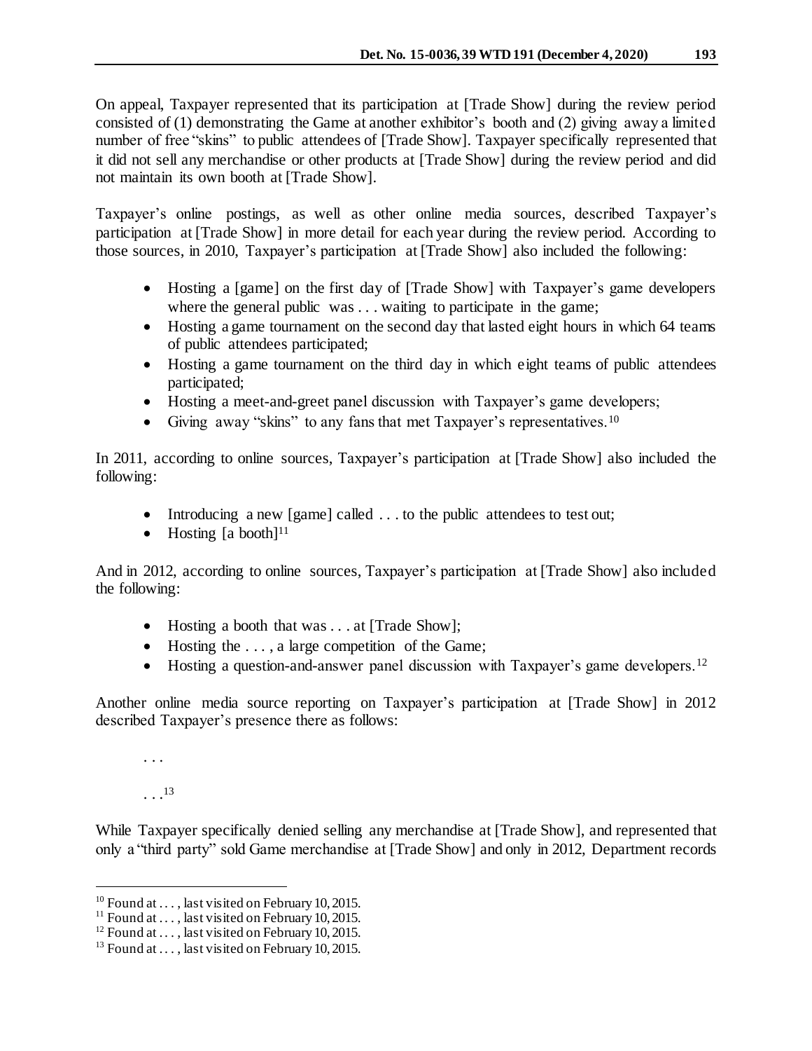On appeal, Taxpayer represented that its participation at [Trade Show] during the review period consisted of (1) demonstrating the Game at another exhibitor's booth and (2) giving away a limited number of free "skins" to public attendees of [Trade Show]. Taxpayer specifically represented that it did not sell any merchandise or other products at [Trade Show] during the review period and did not maintain its own booth at [Trade Show].

Taxpayer's online postings, as well as other online media sources, described Taxpayer's participation at [Trade Show] in more detail for each year during the review period. According to those sources, in 2010, Taxpayer's participation at [Trade Show] also included the following:

- Hosting a [game] on the first day of [Trade Show] with Taxpayer's game developers where the general public was . . . waiting to participate in the game;
- Hosting a game tournament on the second day that lasted eight hours in which 64 teams of public attendees participated;
- Hosting a game tournament on the third day in which eight teams of public attendees participated;
- Hosting a meet-and-greet panel discussion with Taxpayer's game developers;
- Giving away "skins" to any fans that met Taxpayer's representatives.[10]

In 2011, according to online sources, Taxpayer's participation at [Trade Show] also included the following:

- Introducing a new [game] called . . . to the public attendees to test out;
- Hosting [a booth][11]

And in 2012, according to online sources, Taxpayer's participation at [Trade Show] also included the following:

- Hosting a booth that was . . . at [Trade Show];
- Hosting the . . . , a large competition of the Game;
- Hosting a question-and-answer panel discussion with Taxpayer's game developers.[12]

Another online media source reporting on Taxpayer's participation at [Trade Show] in 2012 described Taxpayer's presence there as follows:

> . . .
>
> . . .[13]

While Taxpayer specifically denied selling any merchandise at [Trade Show], and represented that only a "third party" sold Game merchandise at [Trade Show] and only in 2012, Department records

---

[10] Found at . . . , last visited on February 10, 2015.

[11] Found at . . . , last visited on February 10, 2015.

[12] Found at . . . , last visited on February 10, 2015.

[13] Found at . . . , last visited on February 10, 2015.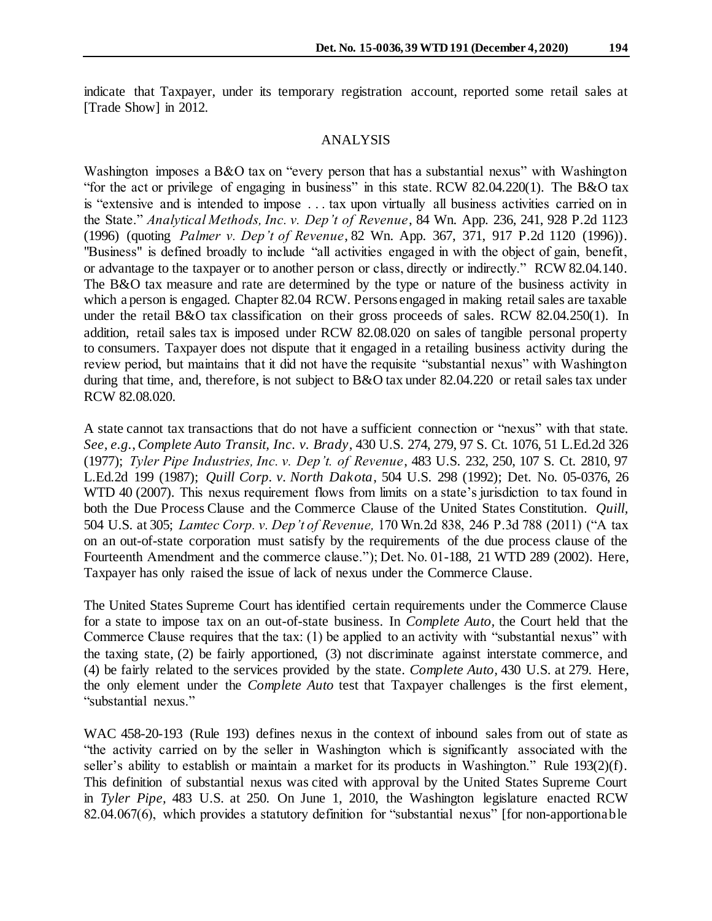indicate that Taxpayer, under its temporary registration account, reported some retail sales at [Trade Show] in 2012.

## ANALYSIS

Washington imposes a B&O tax on "every person that has a substantial nexus" with Washington "for the act or privilege of engaging in business" in this state. RCW 82.04.220(1). The B&O tax is "extensive and is intended to impose . . . tax upon virtually all business activities carried on in the State." *Analytical Methods, Inc. v. Dep't of Revenue*, 84 Wn. App. 236, 241, 928 P.2d 1123 (1996) (quoting *Palmer v. Dep't of Revenue*, 82 Wn. App. 367, 371, 917 P.2d 1120 (1996)). "Business" is defined broadly to include "all activities engaged in with the object of gain, benefit, or advantage to the taxpayer or to another person or class, directly or indirectly." RCW 82.04.140. The B&O tax measure and rate are determined by the type or nature of the business activity in which a person is engaged. Chapter 82.04 RCW. Persons engaged in making retail sales are taxable under the retail B&O tax classification on their gross proceeds of sales. RCW 82.04.250(1). In addition, retail sales tax is imposed under RCW 82.08.020 on sales of tangible personal property to consumers. Taxpayer does not dispute that it engaged in a retailing business activity during the review period, but maintains that it did not have the requisite "substantial nexus" with Washington during that time, and, therefore, is not subject to B&O tax under 82.04.220 or retail sales tax under RCW 82.08.020.

A state cannot tax transactions that do not have a sufficient connection or "nexus" with that state. *See, e.g.*, *Complete Auto Transit, Inc. v. Brady*, 430 U.S. 274, 279, 97 S. Ct. 1076, 51 L.Ed.2d 326 (1977); *Tyler Pipe Industries, Inc. v. Dep't. of Revenue*, 483 U.S. 232, 250, 107 S. Ct. 2810, 97 L.Ed.2d 199 (1987); *Quill Corp. v. North Dakota*, 504 U.S. 298 (1992); Det. No. 05-0376, 26 WTD 40 (2007). This nexus requirement flows from limits on a state's jurisdiction to tax found in both the Due Process Clause and the Commerce Clause of the United States Constitution. *Quill*, 504 U.S. at 305; *Lamtec Corp. v. Dep't of Revenue,* 170 Wn.2d 838, 246 P.3d 788 (2011) ("A tax on an out-of-state corporation must satisfy by the requirements of the due process clause of the Fourteenth Amendment and the commerce clause."); Det. No. 01-188, 21 WTD 289 (2002). Here, Taxpayer has only raised the issue of lack of nexus under the Commerce Clause.

The United States Supreme Court has identified certain requirements under the Commerce Clause for a state to impose tax on an out-of-state business. In *Complete Auto*, the Court held that the Commerce Clause requires that the tax: (1) be applied to an activity with "substantial nexus" with the taxing state, (2) be fairly apportioned, (3) not discriminate against interstate commerce, and (4) be fairly related to the services provided by the state. *Complete Auto*, 430 U.S. at 279. Here, the only element under the *Complete Auto* test that Taxpayer challenges is the first element, "substantial nexus."

WAC 458-20-193 (Rule 193) defines nexus in the context of inbound sales from out of state as "the activity carried on by the seller in Washington which is significantly associated with the seller's ability to establish or maintain a market for its products in Washington." Rule 193(2)(f). This definition of substantial nexus was cited with approval by the United States Supreme Court in *Tyler Pipe*, 483 U.S. at 250. On June 1, 2010, the Washington legislature enacted RCW 82.04.067(6), which provides a statutory definition for "substantial nexus" [for non-apportionable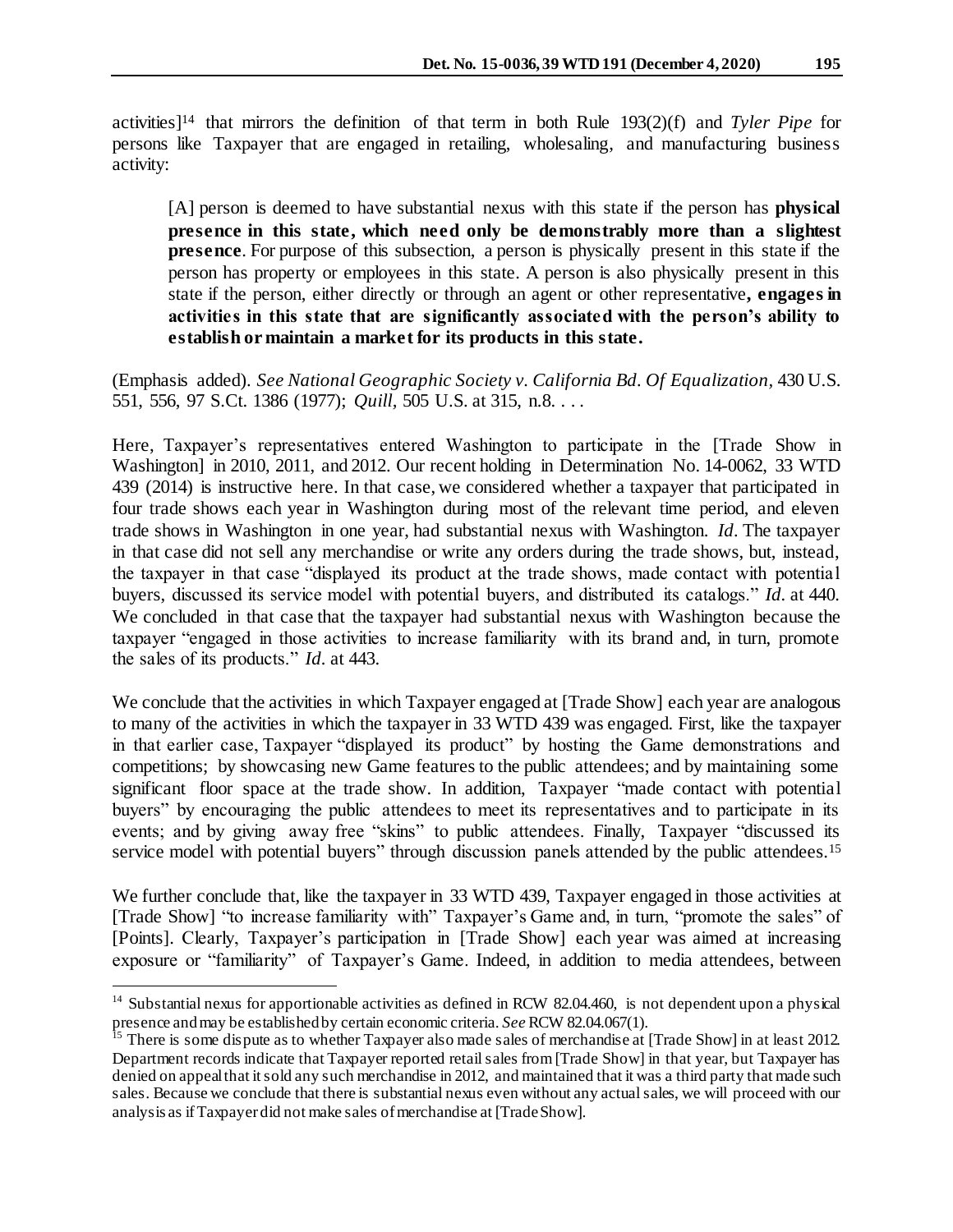activities][14] that mirrors the definition of that term in both Rule 193(2)(f) and *Tyler Pipe* for persons like Taxpayer that are engaged in retailing, wholesaling, and manufacturing business activity:

> [A] person is deemed to have substantial nexus with this state if the person has **physical presence in this state, which need only be demonstrably more than a slightest presence**. For purpose of this subsection, a person is physically present in this state if the person has property or employees in this state. A person is also physically present in this state if the person, either directly or through an agent or other representative**, engages in activities in this state that are significantly associated with the person's ability to establish or maintain a market for its products in this state.**

(Emphasis added). *See National Geographic Society v. California Bd. Of Equalization*, 430 U.S. 551, 556, 97 S.Ct. 1386 (1977); *Quill*, 505 U.S. at 315, n.8. . . .

Here, Taxpayer's representatives entered Washington to participate in the [Trade Show in Washington] in 2010, 2011, and 2012. Our recent holding in Determination No. 14-0062, 33 WTD 439 (2014) is instructive here. In that case, we considered whether a taxpayer that participated in four trade shows each year in Washington during most of the relevant time period, and eleven trade shows in Washington in one year, had substantial nexus with Washington. *Id*. The taxpayer in that case did not sell any merchandise or write any orders during the trade shows, but, instead, the taxpayer in that case "displayed its product at the trade shows, made contact with potential buyers, discussed its service model with potential buyers, and distributed its catalogs." *Id*. at 440. We concluded in that case that the taxpayer had substantial nexus with Washington because the taxpayer "engaged in those activities to increase familiarity with its brand and, in turn, promote the sales of its products." *Id*. at 443.

We conclude that the activities in which Taxpayer engaged at [Trade Show] each year are analogous to many of the activities in which the taxpayer in 33 WTD 439 was engaged. First, like the taxpayer in that earlier case, Taxpayer "displayed its product" by hosting the Game demonstrations and competitions; by showcasing new Game features to the public attendees; and by maintaining some significant floor space at the trade show. In addition, Taxpayer "made contact with potential buyers" by encouraging the public attendees to meet its representatives and to participate in its events; and by giving away free "skins" to public attendees. Finally, Taxpayer "discussed its service model with potential buyers" through discussion panels attended by the public attendees.[15]

We further conclude that, like the taxpayer in 33 WTD 439, Taxpayer engaged in those activities at [Trade Show] "to increase familiarity with" Taxpayer's Game and, in turn, "promote the sales" of [Points]. Clearly, Taxpayer's participation in [Trade Show] each year was aimed at increasing exposure or "familiarity" of Taxpayer's Game. Indeed, in addition to media attendees, between

---

[14] Substantial nexus for apportionable activities as defined in RCW 82.04.460, is not dependent upon a physical presence and may be established by certain economic criteria. *See* RCW 82.04.067(1).

[15] There is some dispute as to whether Taxpayer also made sales of merchandise at [Trade Show] in at least 2012. Department records indicate that Taxpayer reported retail sales from [Trade Show] in that year, but Taxpayer has denied on appeal that it sold any such merchandise in 2012, and maintained that it was a third party that made such sales. Because we conclude that there is substantial nexus even without any actual sales, we will proceed with our analysis as if Taxpayer did not make sales of merchandise at [Trade Show].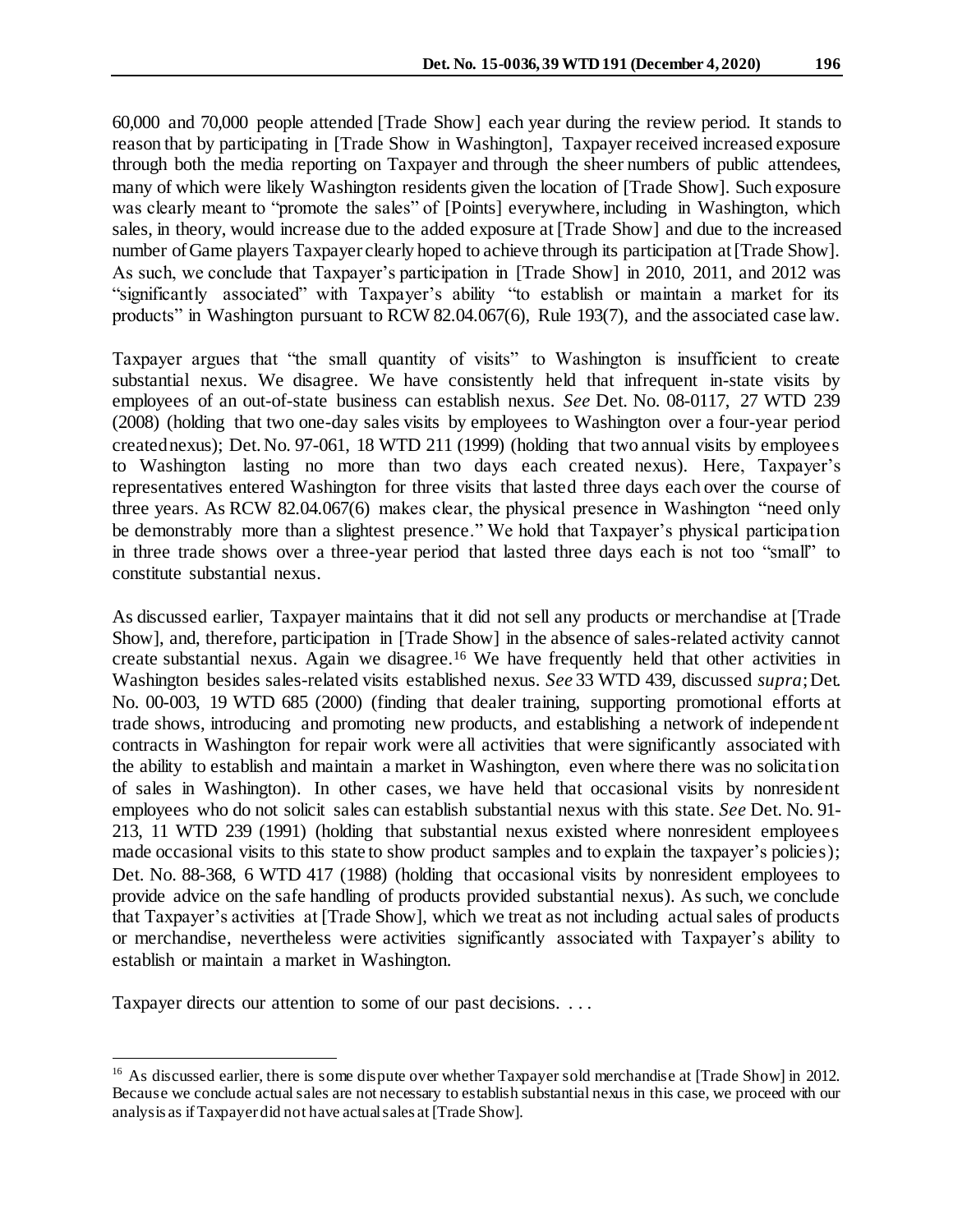60,000 and 70,000 people attended [Trade Show] each year during the review period. It stands to reason that by participating in [Trade Show in Washington], Taxpayer received increased exposure through both the media reporting on Taxpayer and through the sheer numbers of public attendees, many of which were likely Washington residents given the location of [Trade Show]. Such exposure was clearly meant to "promote the sales" of [Points] everywhere, including in Washington, which sales, in theory, would increase due to the added exposure at [Trade Show] and due to the increased number of Game players Taxpayer clearly hoped to achieve through its participation at [Trade Show]. As such, we conclude that Taxpayer's participation in [Trade Show] in 2010, 2011, and 2012 was "significantly associated" with Taxpayer's ability "to establish or maintain a market for its products" in Washington pursuant to RCW 82.04.067(6), Rule 193(7), and the associated case law.

Taxpayer argues that "the small quantity of visits" to Washington is insufficient to create substantial nexus. We disagree. We have consistently held that infrequent in-state visits by employees of an out-of-state business can establish nexus. *See* Det. No. 08-0117, 27 WTD 239 (2008) (holding that two one-day sales visits by employees to Washington over a four-year period created nexus); Det. No. 97-061, 18 WTD 211 (1999) (holding that two annual visits by employees to Washington lasting no more than two days each created nexus). Here, Taxpayer's representatives entered Washington for three visits that lasted three days each over the course of three years. As RCW 82.04.067(6) makes clear, the physical presence in Washington "need only be demonstrably more than a slightest presence." We hold that Taxpayer's physical participation in three trade shows over a three-year period that lasted three days each is not too "small" to constitute substantial nexus.

As discussed earlier, Taxpayer maintains that it did not sell any products or merchandise at [Trade Show], and, therefore, participation in [Trade Show] in the absence of sales-related activity cannot create substantial nexus. Again we disagree.[16] We have frequently held that other activities in Washington besides sales-related visits established nexus. *See* 33 WTD 439, discussed *supra*; Det. No. 00-003, 19 WTD 685 (2000) (finding that dealer training, supporting promotional efforts at trade shows, introducing and promoting new products, and establishing a network of independent contracts in Washington for repair work were all activities that were significantly associated with the ability to establish and maintain a market in Washington, even where there was no solicitation of sales in Washington). In other cases, we have held that occasional visits by nonresident employees who do not solicit sales can establish substantial nexus with this state. *See* Det. No. 91-213, 11 WTD 239 (1991) (holding that substantial nexus existed where nonresident employees made occasional visits to this state to show product samples and to explain the taxpayer's policies); Det. No. 88-368, 6 WTD 417 (1988) (holding that occasional visits by nonresident employees to provide advice on the safe handling of products provided substantial nexus). As such, we conclude that Taxpayer's activities at [Trade Show], which we treat as not including actual sales of products or merchandise, nevertheless were activities significantly associated with Taxpayer's ability to establish or maintain a market in Washington.

Taxpayer directs our attention to some of our past decisions. . . .

---

[16] As discussed earlier, there is some dispute over whether Taxpayer sold merchandise at [Trade Show] in 2012. Because we conclude actual sales are not necessary to establish substantial nexus in this case, we proceed with our analysis as if Taxpayer did not have actual sales at [Trade Show].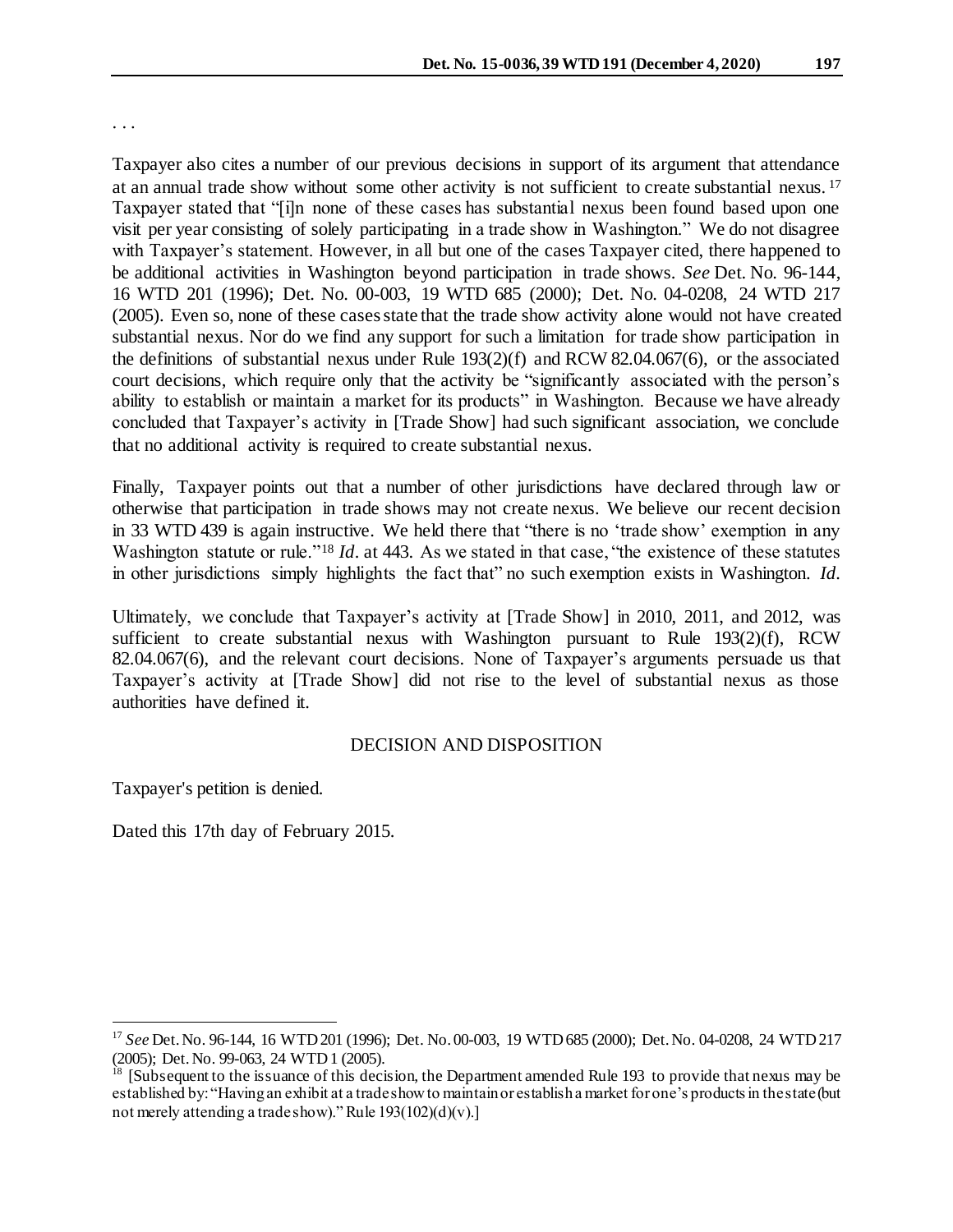. . .

Taxpayer also cites a number of our previous decisions in support of its argument that attendance at an annual trade show without some other activity is not sufficient to create substantial nexus.[17] Taxpayer stated that "[i]n none of these cases has substantial nexus been found based upon one visit per year consisting of solely participating in a trade show in Washington." We do not disagree with Taxpayer's statement. However, in all but one of the cases Taxpayer cited, there happened to be additional activities in Washington beyond participation in trade shows. *See* Det. No. 96-144, 16 WTD 201 (1996); Det. No. 00-003, 19 WTD 685 (2000); Det. No. 04-0208, 24 WTD 217 (2005). Even so, none of these cases state that the trade show activity alone would not have created substantial nexus. Nor do we find any support for such a limitation for trade show participation in the definitions of substantial nexus under Rule 193(2)(f) and RCW 82.04.067(6), or the associated court decisions, which require only that the activity be "significantly associated with the person's ability to establish or maintain a market for its products" in Washington. Because we have already concluded that Taxpayer's activity in [Trade Show] had such significant association, we conclude that no additional activity is required to create substantial nexus.

Finally, Taxpayer points out that a number of other jurisdictions have declared through law or otherwise that participation in trade shows may not create nexus. We believe our recent decision in 33 WTD 439 is again instructive. We held there that "there is no 'trade show' exemption in any Washington statute or rule."[18] *Id*. at 443. As we stated in that case, "the existence of these statutes in other jurisdictions simply highlights the fact that" no such exemption exists in Washington. *Id*.

Ultimately, we conclude that Taxpayer's activity at [Trade Show] in 2010, 2011, and 2012, was sufficient to create substantial nexus with Washington pursuant to Rule 193(2)(f), RCW 82.04.067(6), and the relevant court decisions. None of Taxpayer's arguments persuade us that Taxpayer's activity at [Trade Show] did not rise to the level of substantial nexus as those authorities have defined it.

## DECISION AND DISPOSITION

Taxpayer's petition is denied.

Dated this 17th day of February 2015.

---

[17] *See* Det. No. 96-144, 16 WTD 201 (1996); Det. No. 00-003, 19 WTD 685 (2000); Det. No. 04-0208, 24 WTD 217 (2005); Det. No. 99-063, 24 WTD 1 (2005).

[18] [Subsequent to the issuance of this decision, the Department amended Rule 193 to provide that nexus may be established by: "Having an exhibit at a trade show to maintain or establish a market for one's products in the state (but not merely attending a trade show)." Rule 193(102)(d)(v).]